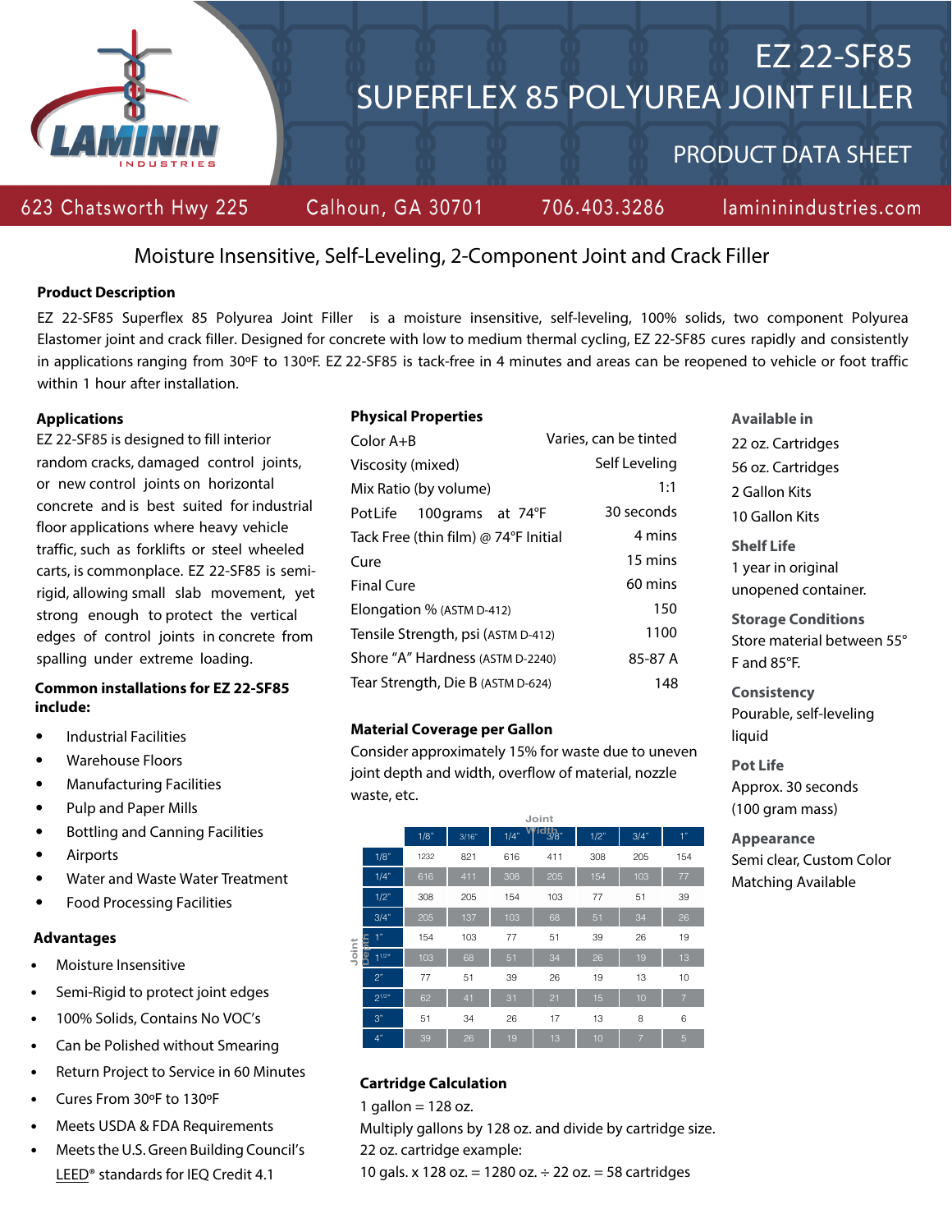# EZ 22-SF85
# SUPERFLEX 85 POLYUREA JOINT FILLER

## PRODUCT DATA SHEET

LAMININ INDUSTRIES

623 Chatsworth Hwy 225 | Calhoun, GA 30701 | 706.403.3286 | lamininindustries.com

## Moisture Insensitive, Self-Leveling, 2-Component Joint and Crack Filler

### Product Description

EZ 22-SF85 Superflex 85 Polyurea Joint Filler is a moisture insensitive, self-leveling, 100% solids, two component Polyurea Elastomer joint and crack filler. Designed for concrete with low to medium thermal cycling, EZ 22-SF85 cures rapidly and consistently in applications ranging from 30ºF to 130ºF. EZ 22-SF85 is tack-free in 4 minutes and areas can be reopened to vehicle or foot traffic within 1 hour after installation.

### Applications

EZ 22-SF85 is designed to fill interior random cracks, damaged control joints, or new control joints on horizontal concrete and is best suited for industrial floor applications where heavy vehicle traffic, such as forklifts or steel wheeled carts, is commonplace. EZ 22-SF85 is semi-rigid, allowing small slab movement, yet strong enough to protect the vertical edges of control joints in concrete from spalling under extreme loading.

### Common installations for EZ 22-SF85 include:

- Industrial Facilities
- Warehouse Floors
- Manufacturing Facilities
- Pulp and Paper Mills
- Bottling and Canning Facilities
- Airports
- Water and Waste Water Treatment
- Food Processing Facilities

### Advantages

- Moisture Insensitive
- Semi-Rigid to protect joint edges
- 100% Solids, Contains No VOC's
- Can be Polished without Smearing
- Return Project to Service in 60 Minutes
- Cures From 30ºF to 130ºF
- Meets USDA & FDA Requirements
- Meets the U.S. Green Building Council's LEED® standards for IEQ Credit 4.1

### Physical Properties

| Property | Value |
|---|---|
| Color A+B | Varies, can be tinted |
| Viscosity (mixed) | Self Leveling |
| Mix Ratio (by volume) | 1:1 |
| Pot Life 100grams at 74°F | 30 seconds |
| Tack Free (thin film) @ 74°F Initial | 4 mins |
| Cure | 15 mins |
| Final Cure | 60 mins |
| Elongation % (ASTM D-412) | 150 |
| Tensile Strength, psi (ASTM D-412) | 1100 |
| Shore "A" Hardness (ASTM D-2240) | 85-87 A |
| Tear Strength, Die B (ASTM D-624) | 148 |

### Material Coverage per Gallon

Consider approximately 15% for waste due to uneven joint depth and width, overflow of material, nozzle waste, etc.

| Joint Depth \ Joint Width | 1/8" | 3/16" | 1/4" | 3/8" | 1/2" | 3/4" | 1" |
|---|---|---|---|---|---|---|---|
| 1/8" | 1232 | 821 | 616 | 411 | 308 | 205 | 154 |
| 1/4" | 616 | 411 | 308 | 205 | 154 | 103 | 77 |
| 1/2" | 308 | 205 | 154 | 103 | 77 | 51 | 39 |
| 3/4" | 205 | 137 | 103 | 68 | 51 | 34 | 26 |
| 1" | 154 | 103 | 77 | 51 | 39 | 26 | 19 |
| 1 1/2" | 103 | 68 | 51 | 34 | 26 | 19 | 13 |
| 2" | 77 | 51 | 39 | 26 | 19 | 13 | 10 |
| 2 1/2" | 62 | 41 | 31 | 21 | 15 | 10 | 7 |
| 3" | 51 | 34 | 26 | 17 | 13 | 8 | 6 |
| 4" | 39 | 26 | 19 | 13 | 10 | 7 | 5 |

### Cartridge Calculation

1 gallon = 128 oz.
Multiply gallons by 128 oz. and divide by cartridge size.
22 oz. cartridge example:
10 gals. x 128 oz. = 1280 oz. ÷ 22 oz. = 58 cartridges

### Available in

22 oz. Cartridges
56 oz. Cartridges
2 Gallon Kits
10 Gallon Kits

### Shelf Life

1 year in original unopened container.

### Storage Conditions

Store material between 55° F and 85°F.

### Consistency

Pourable, self-leveling liquid

### Pot Life

Approx. 30 seconds (100 gram mass)

### Appearance

Semi clear, Custom Color Matching Available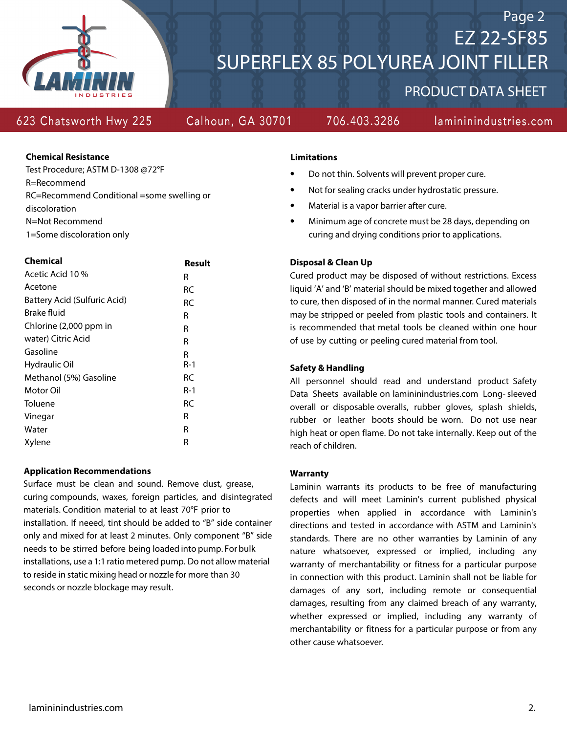### Chemical Resistance

Test Procedure; ASTM D-1308 @72°F

R=Recommend

RC=Recommend Conditional =some swelling or discoloration

N=Not Recommend

1=Some discoloration only

| Chemical | Result |
|---|---|
| Acetic Acid 10 % | R |
| Acetone | RC |
| Battery Acid (Sulfuric Acid) | RC |
| Brake fluid | R |
| Chlorine (2,000 ppm in water) | R |
| Citric Acid | R |
| Gasoline | R |
| Hydraulic Oil | R-1 |
| Methanol (5%) Gasoline | RC |
| Motor Oil | R-1 |
| Toluene | RC |
| Vinegar | R |
| Water | R |
| Xylene | R |

### Application Recommendations

Surface must be clean and sound. Remove dust, grease, curing compounds, waxes, foreign particles, and disintegrated materials. Condition material to at least 70°F prior to installation. If neeed, tint should be added to "B" side container only and mixed for at least 2 minutes. Only component "B" side needs to be stirred before being loaded into pump. For bulk installations, use a 1:1 ratio metered pump. Do not allow material to reside in static mixing head or nozzle for more than 30 seconds or nozzle blockage may result.

### Limitations

- Do not thin. Solvents will prevent proper cure.
- Not for sealing cracks under hydrostatic pressure.
- Material is a vapor barrier after cure.
- Minimum age of concrete must be 28 days, depending on curing and drying conditions prior to applications.

### Disposal & Clean Up

Cured product may be disposed of without restrictions. Excess liquid 'A' and 'B' material should be mixed together and allowed to cure, then disposed of in the normal manner. Cured materials may be stripped or peeled from plastic tools and containers. It is recommended that metal tools be cleaned within one hour of use by cutting or peeling cured material from tool.

### Safety & Handling

All personnel should read and understand product Safety Data Sheets available on lamininindustries.com Long- sleeved overall or disposable overalls, rubber gloves, splash shields, rubber or leather boots should be worn. Do not use near high heat or open flame. Do not take internally. Keep out of the reach of children.

### Warranty

Laminin warrants its products to be free of manufacturing defects and will meet Laminin's current published physical properties when applied in accordance with Laminin's directions and tested in accordance with ASTM and Laminin's standards. There are no other warranties by Laminin of any nature whatsoever, expressed or implied, including any warranty of merchantability or fitness for a particular purpose in connection with this product. Laminin shall not be liable for damages of any sort, including remote or consequential damages, resulting from any claimed breach of any warranty, whether expressed or implied, including any warranty of merchantability or fitness for a particular purpose or from any other cause whatsoever.